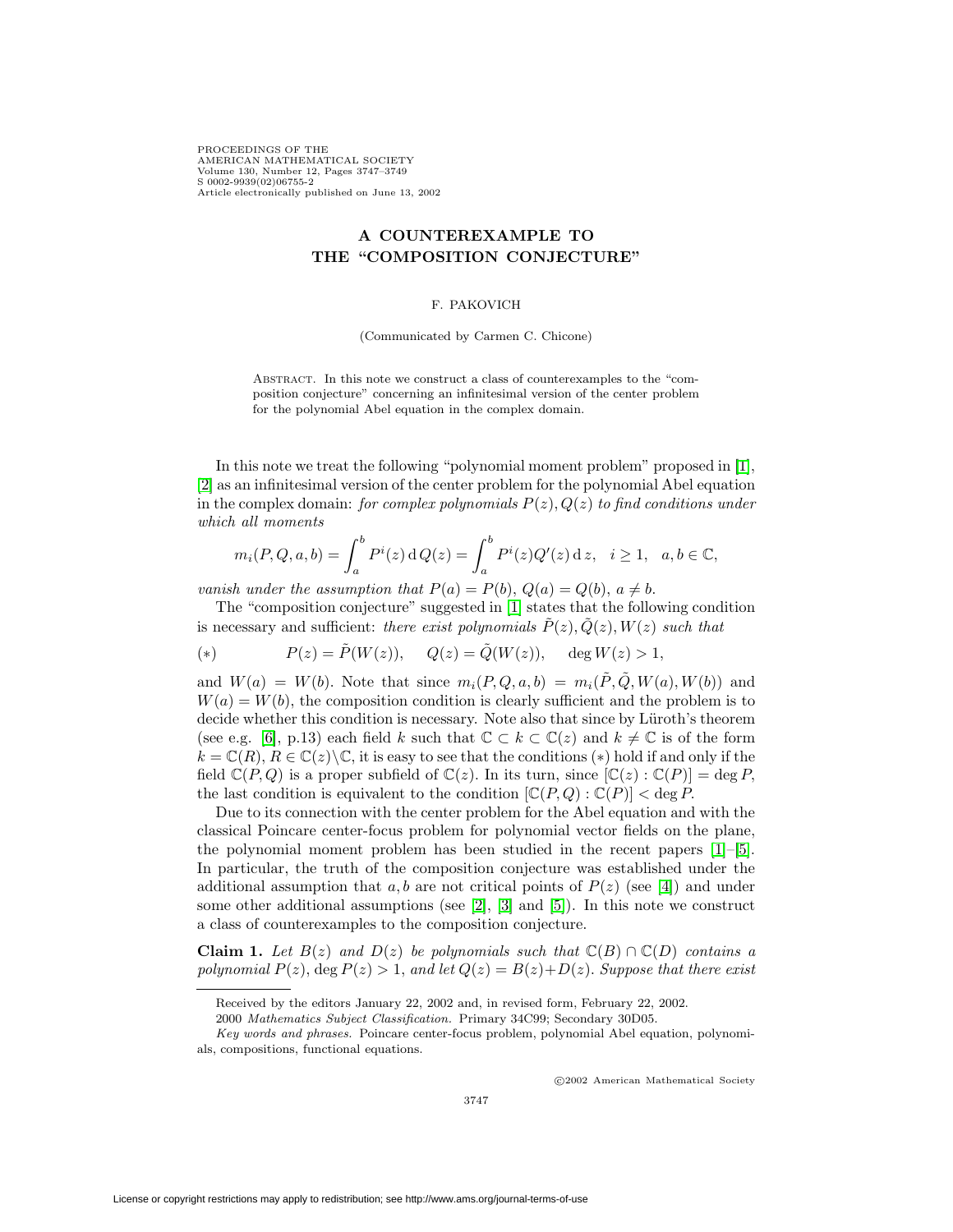# A COUNTEREXAMPLE TO THE "COMPOSITION CONJECTURE"

F. PAKOVICH

(Communicated by Carmen C. Chicone)

ABSTRACT. In this note we construct a class of counterexamples to the "composition conjecture" concerning an infinitesimal version of the center problem for the polynomial Abel equation in the complex domain.

In this note we treat the following "polynomial moment problem" proposed in [1], [2] as an infinitesimal version of the center problem for the polynomial Abel equation in the complex domain: *for complex polynomials $P(z), Q(z)$ to find conditions under which all moments*

$$m_i(P, Q, a, b) = \int_a^b P^i(z)\,\mathrm{d}\,Q(z) = \int_a^b P^i(z) Q'(z)\,\mathrm{d}\,z, \quad i \geq 1, \quad a, b \in \mathbb{C},$$

*vanish under the assumption that $P(a) = P(b)$, $Q(a) = Q(b)$, $a \neq b$.*

The "composition conjecture" suggested in [1] states that the following condition is necessary and sufficient: *there exist polynomials $\tilde{P}(z), \tilde{Q}(z), W(z)$ such that*

$$(*) \qquad P(z) = \tilde{P}(W(z)), \quad Q(z) = \tilde{Q}(W(z)), \quad \deg W(z) > 1,$$

and $W(a) = W(b)$. Note that since $m_i(P, Q, a, b) = m_i(\tilde{P}, \tilde{Q}, W(a), W(b))$ and $W(a) = W(b)$, the composition condition is clearly sufficient and the problem is to decide whether this condition is necessary. Note also that since by Lüroth's theorem (see e.g. [6], p.13) each field $k$ such that $\mathbb{C} \subset k \subset \mathbb{C}(z)$ and $k \neq \mathbb{C}$ is of the form $k = \mathbb{C}(R)$, $R \in \mathbb{C}(z) \setminus \mathbb{C}$, it is easy to see that the conditions $(*)$ hold if and only if the field $\mathbb{C}(P, Q)$ is a proper subfield of $\mathbb{C}(z)$. In its turn, since $[\mathbb{C}(z) : \mathbb{C}(P)] = \deg P$, the last condition is equivalent to the condition $[\mathbb{C}(P, Q) : \mathbb{C}(P)] < \deg P$.

Due to its connection with the center problem for the Abel equation and with the classical Poincare center-focus problem for polynomial vector fields on the plane, the polynomial moment problem has been studied in the recent papers [1]–[5]. In particular, the truth of the composition conjecture was established under the additional assumption that $a, b$ are not critical points of $P(z)$ (see [4]) and under some other additional assumptions (see [2], [3] and [5]). In this note we construct a class of counterexamples to the composition conjecture.

**Claim 1.** *Let $B(z)$ and $D(z)$ be polynomials such that $\mathbb{C}(B) \cap \mathbb{C}(D)$ contains a polynomial $P(z)$, $\deg P(z) > 1$, and let $Q(z) = B(z) + D(z)$. Suppose that there exist*

Received by the editors January 22, 2002 and, in revised form, February 22, 2002.

2000 *Mathematics Subject Classification.* Primary 34C99; Secondary 30D05.

*Key words and phrases.* Poincare center-focus problem, polynomial Abel equation, polynomials, compositions, functional equations.

©2002 American Mathematical Society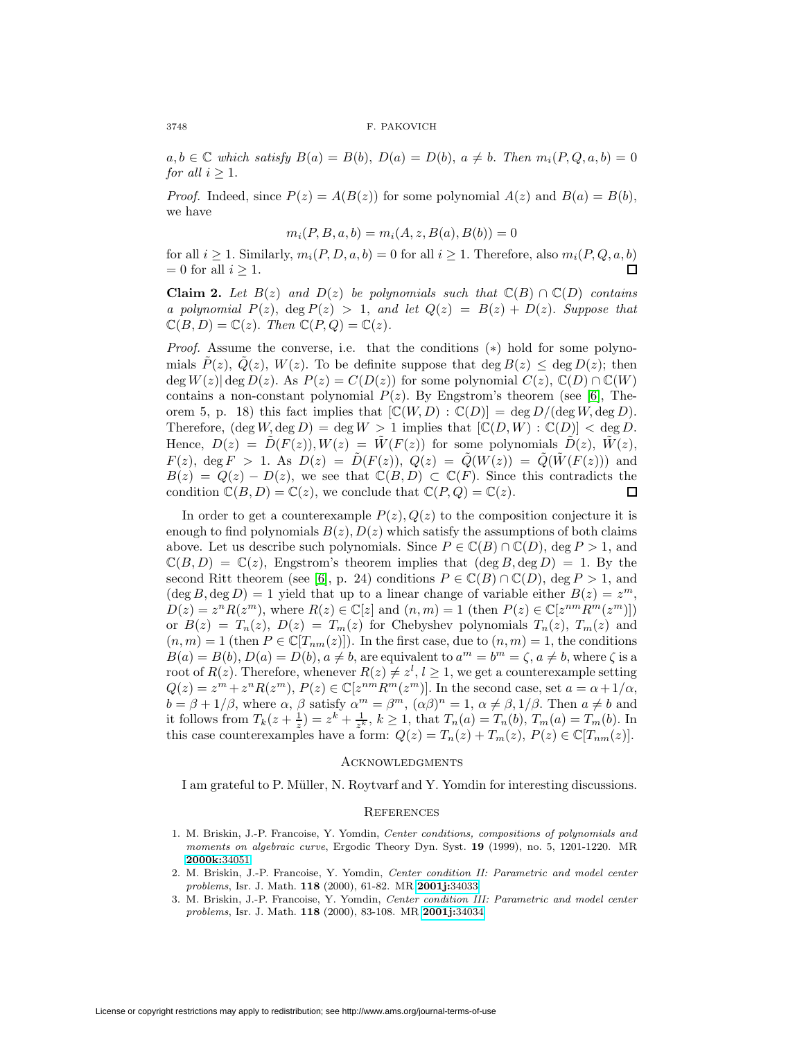$a, b \in \mathbb{C}$ *which satisfy* $B(a) = B(b)$, $D(a) = D(b)$, $a \neq b$. *Then* $m_i(P, Q, a, b) = 0$ *for all* $i \geq 1$.

*Proof.* Indeed, since $P(z) = A(B(z))$ for some polynomial $A(z)$ and $B(a) = B(b)$, we have

$$m_i(P, B, a, b) = m_i(A, z, B(a), B(b)) = 0$$

for all $i \geq 1$. Similarly, $m_i(P, D, a, b) = 0$ for all $i \geq 1$. Therefore, also $m_i(P, Q, a, b) = 0$ for all $i \geq 1$. □

**Claim 2.** *Let* $B(z)$ *and* $D(z)$ *be polynomials such that* $\mathbb{C}(B) \cap \mathbb{C}(D)$ *contains a polynomial* $P(z)$, $\deg P(z) > 1$, *and let* $Q(z) = B(z) + D(z)$. *Suppose that* $\mathbb{C}(B, D) = \mathbb{C}(z)$. *Then* $\mathbb{C}(P, Q) = \mathbb{C}(z)$.

*Proof.* Assume the converse, i.e. that the conditions $(*)$ hold for some polynomials $\tilde{P}(z)$, $\tilde{Q}(z)$, $W(z)$. To be definite suppose that $\deg B(z) \leq \deg D(z)$; then $\deg W(z) | \deg D(z)$. As $P(z) = C(D(z))$ for some polynomial $C(z)$, $\mathbb{C}(D) \cap \mathbb{C}(W)$ contains a non-constant polynomial $P(z)$. By Engstrom's theorem (see [6], Theorem 5, p. 18) this fact implies that $[\mathbb{C}(W, D) : \mathbb{C}(D)] = \deg D / (\deg W, \deg D)$. Therefore, $(\deg W, \deg D) = \deg W > 1$ implies that $[\mathbb{C}(D, W) : \mathbb{C}(D)] < \deg D$. Hence, $D(z) = \tilde{D}(F(z)), W(z) = \tilde{W}(F(z))$ for some polynomials $\tilde{D}(z)$, $\tilde{W}(z)$, $F(z)$, $\deg F > 1$. As $D(z) = \tilde{D}(F(z))$, $Q(z) = \tilde{Q}(W(z)) = \tilde{Q}(\tilde{W}(F(z)))$ and $B(z) = Q(z) - D(z)$, we see that $\mathbb{C}(B, D) \subset \mathbb{C}(F)$. Since this contradicts the condition $\mathbb{C}(B, D) = \mathbb{C}(z)$, we conclude that $\mathbb{C}(P, Q) = \mathbb{C}(z)$. □

In order to get a counterexample $P(z), Q(z)$ to the composition conjecture it is enough to find polynomials $B(z), D(z)$ which satisfy the assumptions of both claims above. Let us describe such polynomials. Since $P \in \mathbb{C}(B) \cap \mathbb{C}(D)$, $\deg P > 1$, and $\mathbb{C}(B, D) = \mathbb{C}(z)$, Engstrom's theorem implies that $(\deg B, \deg D) = 1$. By the second Ritt theorem (see [6], p. 24) conditions $P \in \mathbb{C}(B) \cap \mathbb{C}(D)$, $\deg P > 1$, and $(\deg B, \deg D) = 1$ yield that up to a linear change of variable either $B(z) = z^m$, $D(z) = z^n R(z^m)$, where $R(z) \in \mathbb{C}[z]$ and $(n, m) = 1$ (then $P(z) \in \mathbb{C}[z^{nm} R^m(z^m)]$) or $B(z) = T_n(z)$, $D(z) = T_m(z)$ for Chebyshev polynomials $T_n(z)$, $T_m(z)$ and $(n, m) = 1$ (then $P \in \mathbb{C}[T_{nm}(z)]$). In the first case, due to $(n, m) = 1$, the conditions $B(a) = B(b), D(a) = D(b), a \neq b$, are equivalent to $a^m = b^m = \zeta, a \neq b$, where $\zeta$ is a root of $R(z)$. Therefore, whenever $R(z) \neq z^l$, $l \geq 1$, we get a counterexample setting $Q(z) = z^m + z^n R(z^m)$, $P(z) \in \mathbb{C}[z^{nm} R^m(z^m)]$. In the second case, set $a = \alpha + 1/\alpha$, $b = \beta + 1/\beta$, where $\alpha$, $\beta$ satisfy $\alpha^m = \beta^m$, $(\alpha\beta)^n = 1$, $\alpha \neq \beta, 1/\beta$. Then $a \neq b$ and it follows from $T_k(z + \frac{1}{z}) = z^k + \frac{1}{z^k}$, $k \geq 1$, that $T_n(a) = T_n(b)$, $T_m(a) = T_m(b)$. In this case counterexamples have a form: $Q(z) = T_n(z) + T_m(z)$, $P(z) \in \mathbb{C}[T_{nm}(z)]$.

## Acknowledgments

I am grateful to P. Müller, N. Roytvarf and Y. Yomdin for interesting discussions.

## References

1. M. Briskin, J.-P. Francoise, Y. Yomdin, *Center conditions, compositions of polynomials and moments on algebraic curve*, Ergodic Theory Dyn. Syst. **19** (1999), no. 5, 1201-1220. MR **2000k:**34051
2. M. Briskin, J.-P. Francoise, Y. Yomdin, *Center condition II: Parametric and model center problems*, Isr. J. Math. **118** (2000), 61-82. MR **2001j:**34033
3. M. Briskin, J.-P. Francoise, Y. Yomdin, *Center condition III: Parametric and model center problems*, Isr. J. Math. **118** (2000), 83-108. MR **2001j:**34034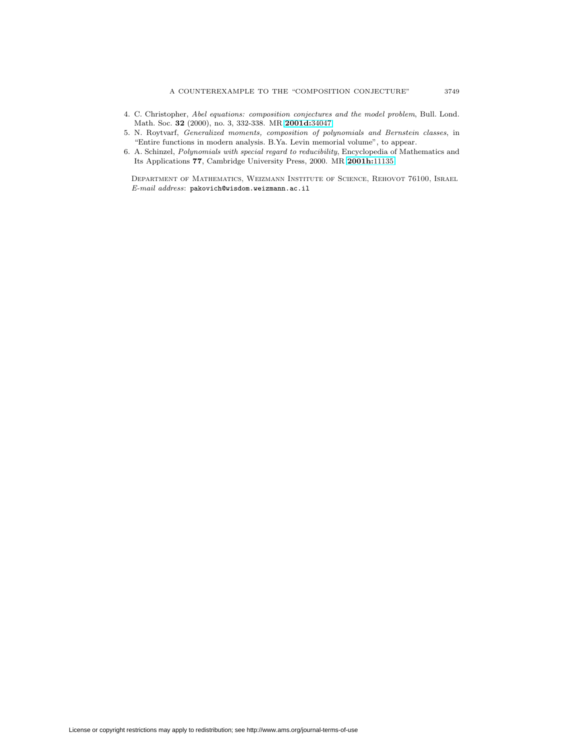4. C. Christopher, *Abel equations: composition conjectures and the model problem*, Bull. Lond. Math. Soc. **32** (2000), no. 3, 332-338. MR **2001d:**34047

5. N. Roytvarf, *Generalized moments, composition of polynomials and Bernstein classes*, in "Entire functions in modern analysis. B.Ya. Levin memorial volume", to appear.

6. A. Schinzel, *Polynomials with special regard to reducibility*, Encyclopedia of Mathematics and Its Applications **77**, Cambridge University Press, 2000. MR **2001h:**11135

Department of Mathematics, Weizmann Institute of Science, Rehovot 76100, Israel
*E-mail address*: pakovich@wisdom.weizmann.ac.il